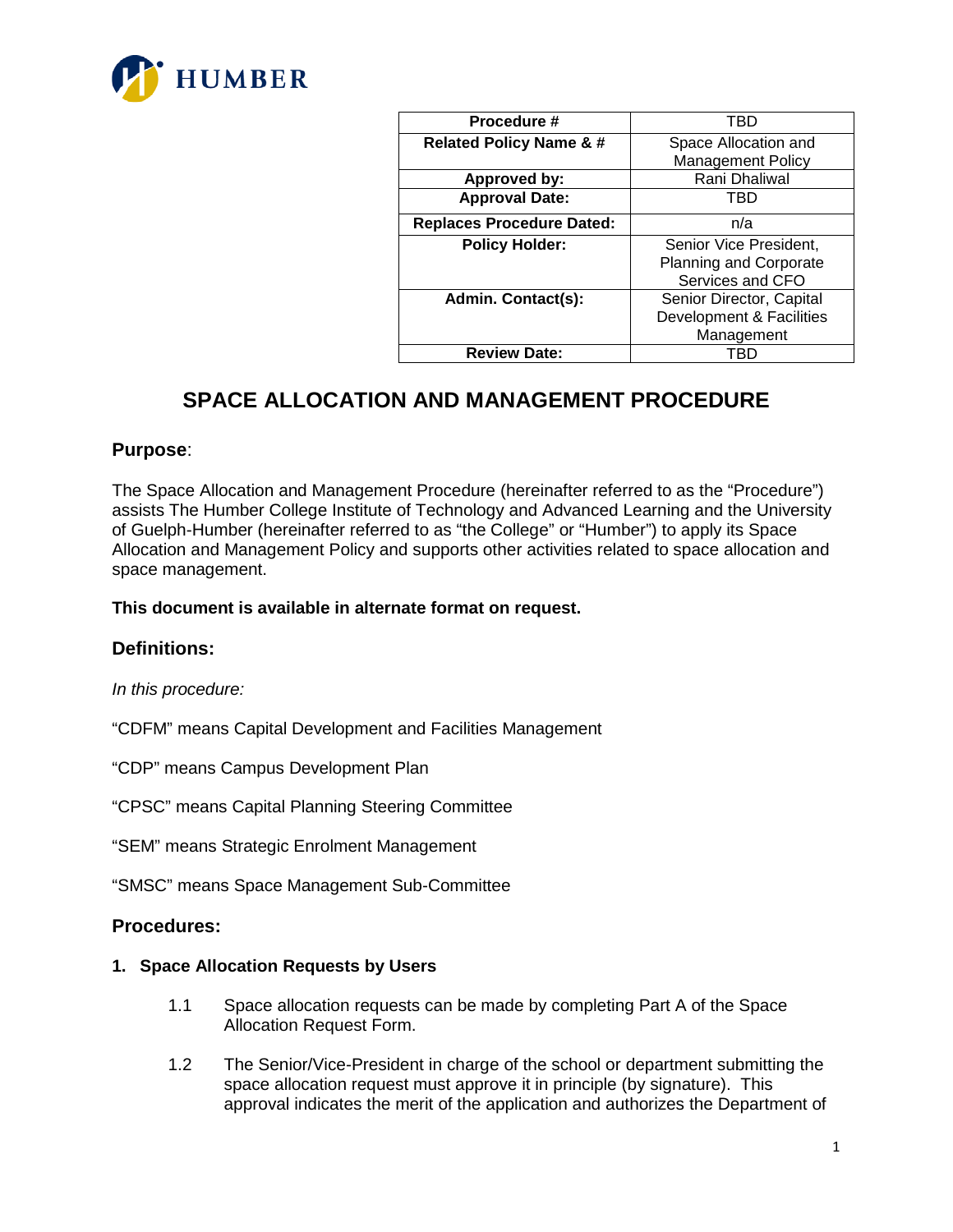| Procedure # | TBD |
|---|---|
| Related Policy Name & # | Space Allocation and Management Policy |
| Approved by: | Rani Dhaliwal |
| Approval Date: | TBD |
| Replaces Procedure Dated: | n/a |
| Policy Holder: | Senior Vice President, Planning and Corporate Services and CFO |
| Admin. Contact(s): | Senior Director, Capital Development & Facilities Management |
| Review Date: | TBD |

# SPACE ALLOCATION AND MANAGEMENT PROCEDURE

## Purpose:

The Space Allocation and Management Procedure (hereinafter referred to as the "Procedure") assists The Humber College Institute of Technology and Advanced Learning and the University of Guelph-Humber (hereinafter referred to as "the College" or "Humber") to apply its Space Allocation and Management Policy and supports other activities related to space allocation and space management.

**This document is available in alternate format on request.**

## Definitions:

*In this procedure:*

"CDFM" means Capital Development and Facilities Management

"CDP" means Campus Development Plan

"CPSC" means Capital Planning Steering Committee

"SEM" means Strategic Enrolment Management

"SMSC" means Space Management Sub-Committee

## Procedures:

### 1. Space Allocation Requests by Users

1.1 Space allocation requests can be made by completing Part A of the Space Allocation Request Form.

1.2 The Senior/Vice-President in charge of the school or department submitting the space allocation request must approve it in principle (by signature). This approval indicates the merit of the application and authorizes the Department of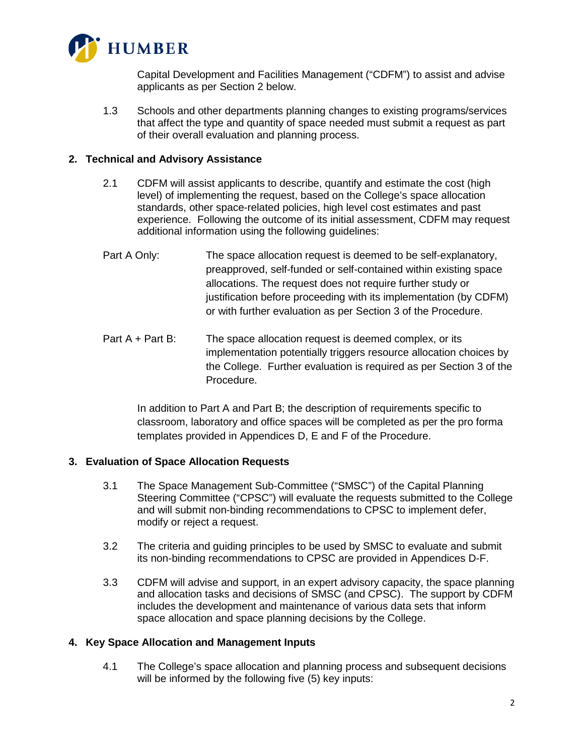Capital Development and Facilities Management ("CDFM") to assist and advise applicants as per Section 2 below.

1.3 Schools and other departments planning changes to existing programs/services that affect the type and quantity of space needed must submit a request as part of their overall evaluation and planning process.

## 2. Technical and Advisory Assistance

2.1 CDFM will assist applicants to describe, quantify and estimate the cost (high level) of implementing the request, based on the College's space allocation standards, other space-related policies, high level cost estimates and past experience. Following the outcome of its initial assessment, CDFM may request additional information using the following guidelines:

Part A Only: The space allocation request is deemed to be self-explanatory, preapproved, self-funded or self-contained within existing space allocations. The request does not require further study or justification before proceeding with its implementation (by CDFM) or with further evaluation as per Section 3 of the Procedure.

Part A + Part B: The space allocation request is deemed complex, or its implementation potentially triggers resource allocation choices by the College. Further evaluation is required as per Section 3 of the Procedure.

In addition to Part A and Part B; the description of requirements specific to classroom, laboratory and office spaces will be completed as per the pro forma templates provided in Appendices D, E and F of the Procedure.

## 3. Evaluation of Space Allocation Requests

3.1 The Space Management Sub-Committee ("SMSC") of the Capital Planning Steering Committee ("CPSC") will evaluate the requests submitted to the College and will submit non-binding recommendations to CPSC to implement defer, modify or reject a request.

3.2 The criteria and guiding principles to be used by SMSC to evaluate and submit its non-binding recommendations to CPSC are provided in Appendices D-F.

3.3 CDFM will advise and support, in an expert advisory capacity, the space planning and allocation tasks and decisions of SMSC (and CPSC). The support by CDFM includes the development and maintenance of various data sets that inform space allocation and space planning decisions by the College.

## 4. Key Space Allocation and Management Inputs

4.1 The College's space allocation and planning process and subsequent decisions will be informed by the following five (5) key inputs: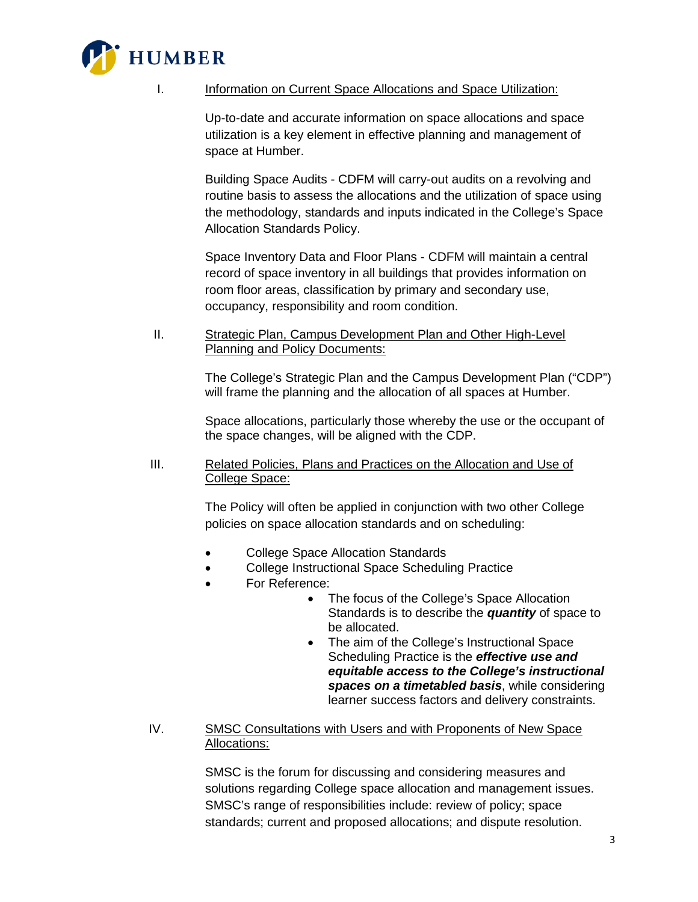I. <u>Information on Current Space Allocations and Space Utilization:</u>

Up-to-date and accurate information on space allocations and space utilization is a key element in effective planning and management of space at Humber.

Building Space Audits - CDFM will carry-out audits on a revolving and routine basis to assess the allocations and the utilization of space using the methodology, standards and inputs indicated in the College's Space Allocation Standards Policy.

Space Inventory Data and Floor Plans - CDFM will maintain a central record of space inventory in all buildings that provides information on room floor areas, classification by primary and secondary use, occupancy, responsibility and room condition.

II. <u>Strategic Plan, Campus Development Plan and Other High-Level Planning and Policy Documents:</u>

The College's Strategic Plan and the Campus Development Plan ("CDP") will frame the planning and the allocation of all spaces at Humber.

Space allocations, particularly those whereby the use or the occupant of the space changes, will be aligned with the CDP.

III. <u>Related Policies, Plans and Practices on the Allocation and Use of College Space:</u>

The Policy will often be applied in conjunction with two other College policies on space allocation standards and on scheduling:

- College Space Allocation Standards
- College Instructional Space Scheduling Practice
- For Reference:
  - The focus of the College's Space Allocation Standards is to describe the ***quantity*** of space to be allocated.
  - The aim of the College's Instructional Space Scheduling Practice is the ***effective use and equitable access to the College's instructional spaces on a timetabled basis***, while considering learner success factors and delivery constraints.

IV. <u>SMSC Consultations with Users and with Proponents of New Space Allocations:</u>

SMSC is the forum for discussing and considering measures and solutions regarding College space allocation and management issues. SMSC's range of responsibilities include: review of policy; space standards; current and proposed allocations; and dispute resolution.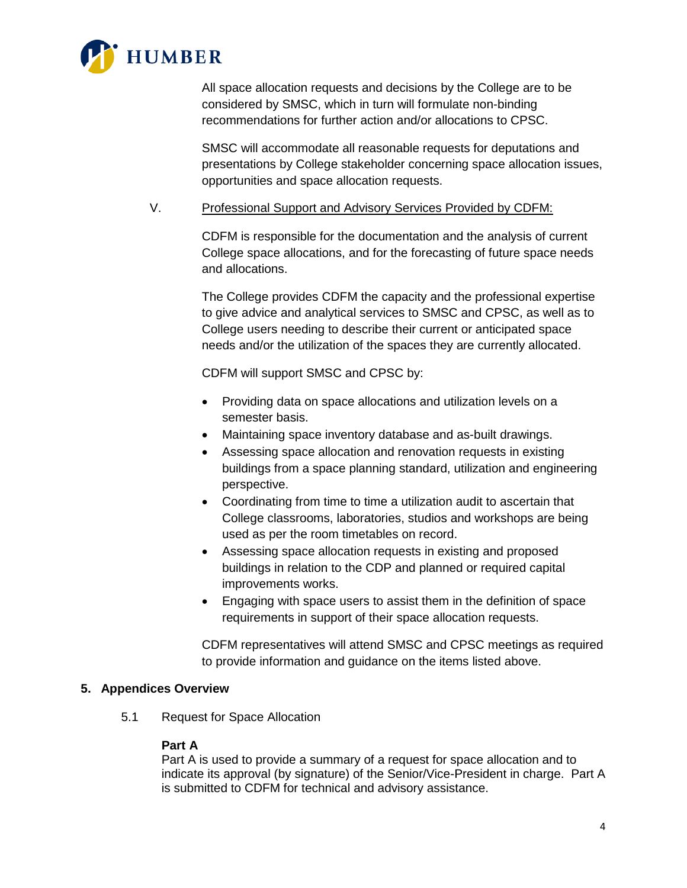All space allocation requests and decisions by the College are to be considered by SMSC, which in turn will formulate non-binding recommendations for further action and/or allocations to CPSC.

SMSC will accommodate all reasonable requests for deputations and presentations by College stakeholder concerning space allocation issues, opportunities and space allocation requests.

V. Professional Support and Advisory Services Provided by CDFM:

CDFM is responsible for the documentation and the analysis of current College space allocations, and for the forecasting of future space needs and allocations.

The College provides CDFM the capacity and the professional expertise to give advice and analytical services to SMSC and CPSC, as well as to College users needing to describe their current or anticipated space needs and/or the utilization of the spaces they are currently allocated.

CDFM will support SMSC and CPSC by:

- Providing data on space allocations and utilization levels on a semester basis.
- Maintaining space inventory database and as-built drawings.
- Assessing space allocation and renovation requests in existing buildings from a space planning standard, utilization and engineering perspective.
- Coordinating from time to time a utilization audit to ascertain that College classrooms, laboratories, studios and workshops are being used as per the room timetables on record.
- Assessing space allocation requests in existing and proposed buildings in relation to the CDP and planned or required capital improvements works.
- Engaging with space users to assist them in the definition of space requirements in support of their space allocation requests.

CDFM representatives will attend SMSC and CPSC meetings as required to provide information and guidance on the items listed above.

## 5. Appendices Overview

5.1 Request for Space Allocation

**Part A**
Part A is used to provide a summary of a request for space allocation and to indicate its approval (by signature) of the Senior/Vice-President in charge. Part A is submitted to CDFM for technical and advisory assistance.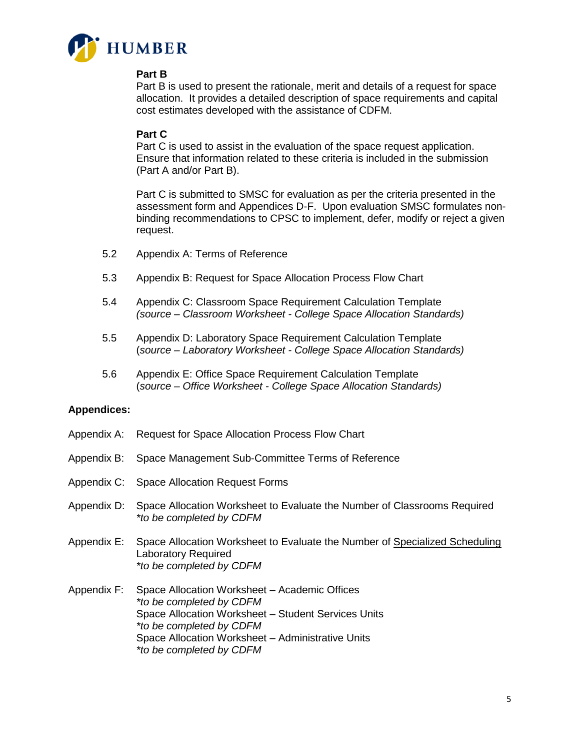**Part B**

Part B is used to present the rationale, merit and details of a request for space allocation. It provides a detailed description of space requirements and capital cost estimates developed with the assistance of CDFM.

**Part C**

Part C is used to assist in the evaluation of the space request application. Ensure that information related to these criteria is included in the submission (Part A and/or Part B).

Part C is submitted to SMSC for evaluation as per the criteria presented in the assessment form and Appendices D-F. Upon evaluation SMSC formulates non-binding recommendations to CPSC to implement, defer, modify or reject a given request.

5.2 Appendix A: Terms of Reference

5.3 Appendix B: Request for Space Allocation Process Flow Chart

5.4 Appendix C: Classroom Space Requirement Calculation Template
*(source – Classroom Worksheet - College Space Allocation Standards)*

5.5 Appendix D: Laboratory Space Requirement Calculation Template
(*source – Laboratory Worksheet - College Space Allocation Standards)*

5.6 Appendix E: Office Space Requirement Calculation Template
(*source – Office Worksheet - College Space Allocation Standards)*

**Appendices:**

Appendix A: Request for Space Allocation Process Flow Chart

Appendix B: Space Management Sub-Committee Terms of Reference

Appendix C: Space Allocation Request Forms

Appendix D: Space Allocation Worksheet to Evaluate the Number of Classrooms Required
*\*to be completed by CDFM*

Appendix E: Space Allocation Worksheet to Evaluate the Number of <u>Specialized Scheduling</u> Laboratory Required
*\*to be completed by CDFM*

Appendix F: Space Allocation Worksheet – Academic Offices
*\*to be completed by CDFM*
Space Allocation Worksheet – Student Services Units
*\*to be completed by CDFM*
Space Allocation Worksheet – Administrative Units
*\*to be completed by CDFM*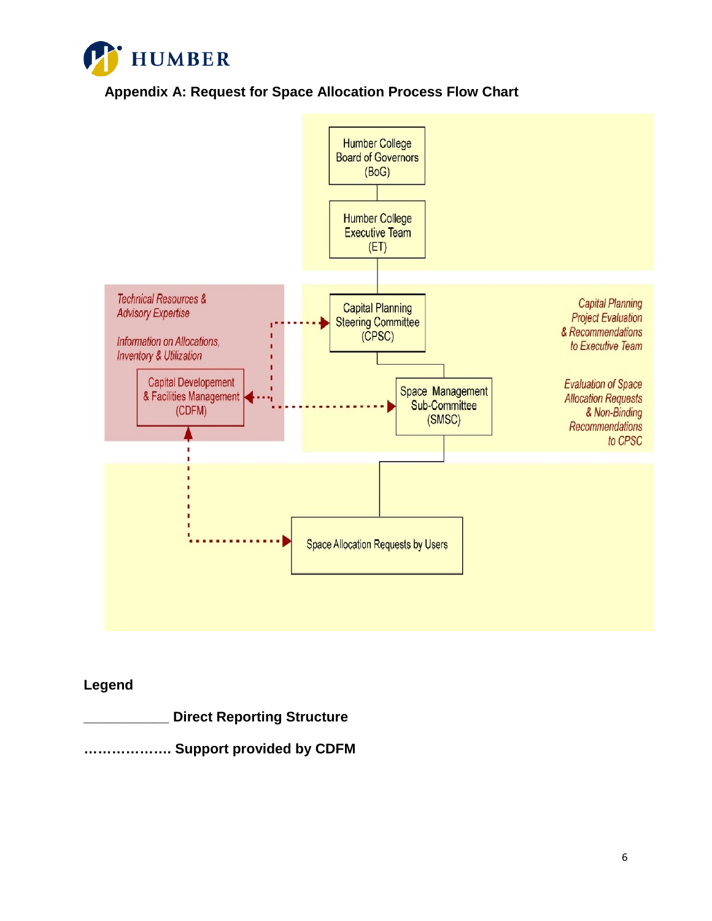## Appendix A: Request for Space Allocation Process Flow Chart

Humber College Board of Governors (BoG)

Humber College Executive Team (ET)

Technical Resources & Advisory Expertise

Information on Allocations, Inventory & Utilization

Capital Developement & Facilities Management (CDFM)

Capital Planning Steering Committee (CPSC)

Capital Planning Project Evaluation & Recommendations to Executive Team

Space Management Sub-Committee (SMSC)

Evaluation of Space Allocation Requests & Non-Binding Recommendations to CPSC

Space Allocation Requests by Users

**Legend**

**___________ Direct Reporting Structure**

**………………. Support provided by CDFM**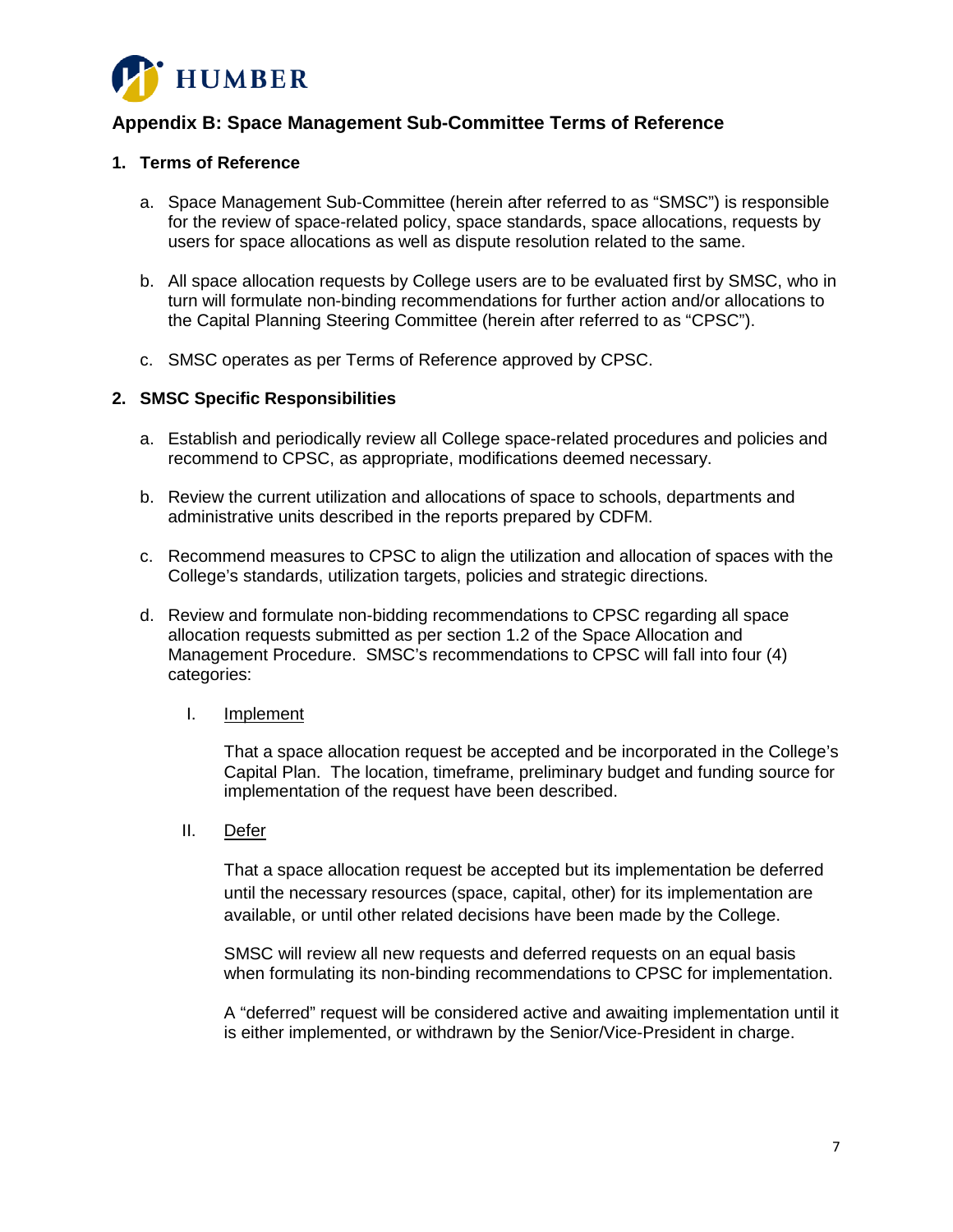## Appendix B: Space Management Sub-Committee Terms of Reference

### 1. Terms of Reference

a. Space Management Sub-Committee (herein after referred to as "SMSC") is responsible for the review of space-related policy, space standards, space allocations, requests by users for space allocations as well as dispute resolution related to the same.

b. All space allocation requests by College users are to be evaluated first by SMSC, who in turn will formulate non-binding recommendations for further action and/or allocations to the Capital Planning Steering Committee (herein after referred to as "CPSC").

c. SMSC operates as per Terms of Reference approved by CPSC.

### 2. SMSC Specific Responsibilities

a. Establish and periodically review all College space-related procedures and policies and recommend to CPSC, as appropriate, modifications deemed necessary.

b. Review the current utilization and allocations of space to schools, departments and administrative units described in the reports prepared by CDFM.

c. Recommend measures to CPSC to align the utilization and allocation of spaces with the College's standards, utilization targets, policies and strategic directions.

d. Review and formulate non-bidding recommendations to CPSC regarding all space allocation requests submitted as per section 1.2 of the Space Allocation and Management Procedure. SMSC's recommendations to CPSC will fall into four (4) categories:

   I. <u>Implement</u>

   That a space allocation request be accepted and be incorporated in the College's Capital Plan. The location, timeframe, preliminary budget and funding source for implementation of the request have been described.

   II. <u>Defer</u>

   That a space allocation request be accepted but its implementation be deferred until the necessary resources (space, capital, other) for its implementation are available, or until other related decisions have been made by the College.

   SMSC will review all new requests and deferred requests on an equal basis when formulating its non-binding recommendations to CPSC for implementation.

   A "deferred" request will be considered active and awaiting implementation until it is either implemented, or withdrawn by the Senior/Vice-President in charge.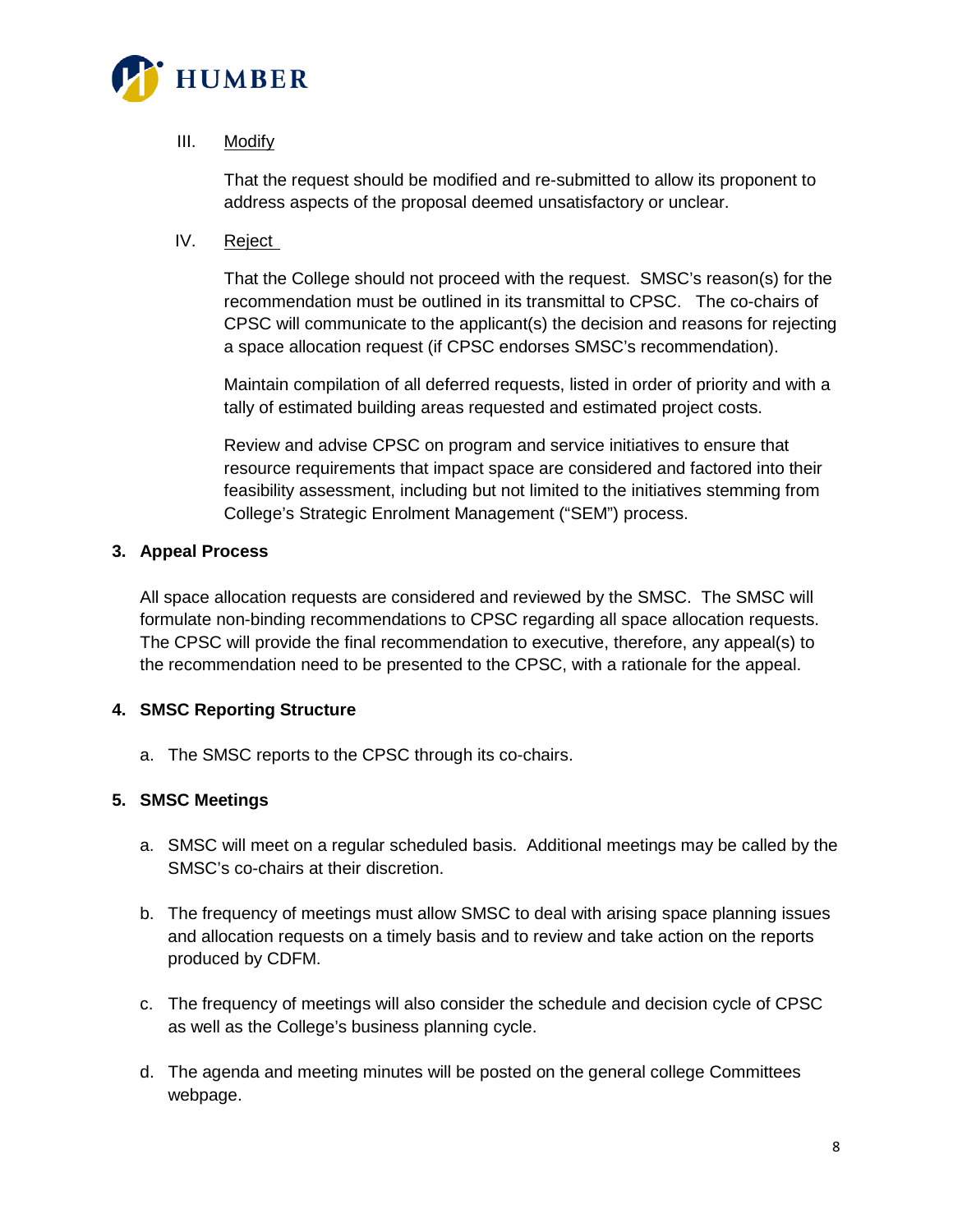III. Modify

That the request should be modified and re-submitted to allow its proponent to address aspects of the proposal deemed unsatisfactory or unclear.

IV. Reject

That the College should not proceed with the request. SMSC's reason(s) for the recommendation must be outlined in its transmittal to CPSC. The co-chairs of CPSC will communicate to the applicant(s) the decision and reasons for rejecting a space allocation request (if CPSC endorses SMSC's recommendation).

Maintain compilation of all deferred requests, listed in order of priority and with a tally of estimated building areas requested and estimated project costs.

Review and advise CPSC on program and service initiatives to ensure that resource requirements that impact space are considered and factored into their feasibility assessment, including but not limited to the initiatives stemming from College's Strategic Enrolment Management ("SEM") process.

**3. Appeal Process**

All space allocation requests are considered and reviewed by the SMSC. The SMSC will formulate non-binding recommendations to CPSC regarding all space allocation requests. The CPSC will provide the final recommendation to executive, therefore, any appeal(s) to the recommendation need to be presented to the CPSC, with a rationale for the appeal.

**4. SMSC Reporting Structure**

a. The SMSC reports to the CPSC through its co-chairs.

**5. SMSC Meetings**

a. SMSC will meet on a regular scheduled basis. Additional meetings may be called by the SMSC's co-chairs at their discretion.

b. The frequency of meetings must allow SMSC to deal with arising space planning issues and allocation requests on a timely basis and to review and take action on the reports produced by CDFM.

c. The frequency of meetings will also consider the schedule and decision cycle of CPSC as well as the College's business planning cycle.

d. The agenda and meeting minutes will be posted on the general college Committees webpage.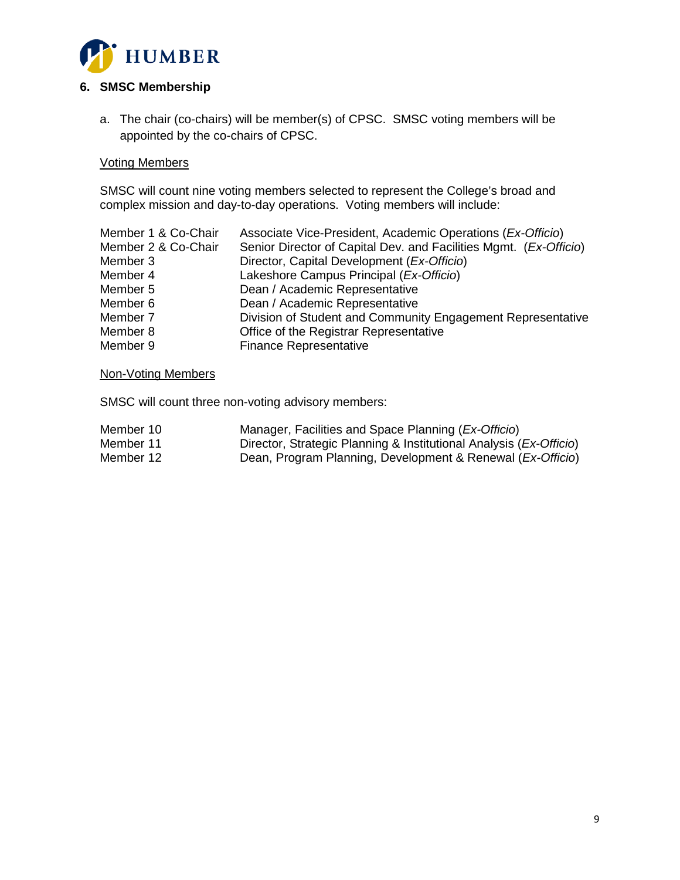## 6. SMSC Membership

a. The chair (co-chairs) will be member(s) of CPSC. SMSC voting members will be appointed by the co-chairs of CPSC.

Voting Members

SMSC will count nine voting members selected to represent the College's broad and complex mission and day-to-day operations. Voting members will include:

| | |
|---|---|
| Member 1 & Co-Chair | Associate Vice-President, Academic Operations (*Ex-Officio*) |
| Member 2 & Co-Chair | Senior Director of Capital Dev. and Facilities Mgmt. (*Ex-Officio*) |
| Member 3 | Director, Capital Development (*Ex-Officio*) |
| Member 4 | Lakeshore Campus Principal (*Ex-Officio*) |
| Member 5 | Dean / Academic Representative |
| Member 6 | Dean / Academic Representative |
| Member 7 | Division of Student and Community Engagement Representative |
| Member 8 | Office of the Registrar Representative |
| Member 9 | Finance Representative |

Non-Voting Members

SMSC will count three non-voting advisory members:

| | |
|---|---|
| Member 10 | Manager, Facilities and Space Planning (*Ex-Officio*) |
| Member 11 | Director, Strategic Planning & Institutional Analysis (*Ex-Officio*) |
| Member 12 | Dean, Program Planning, Development & Renewal (*Ex-Officio*) |